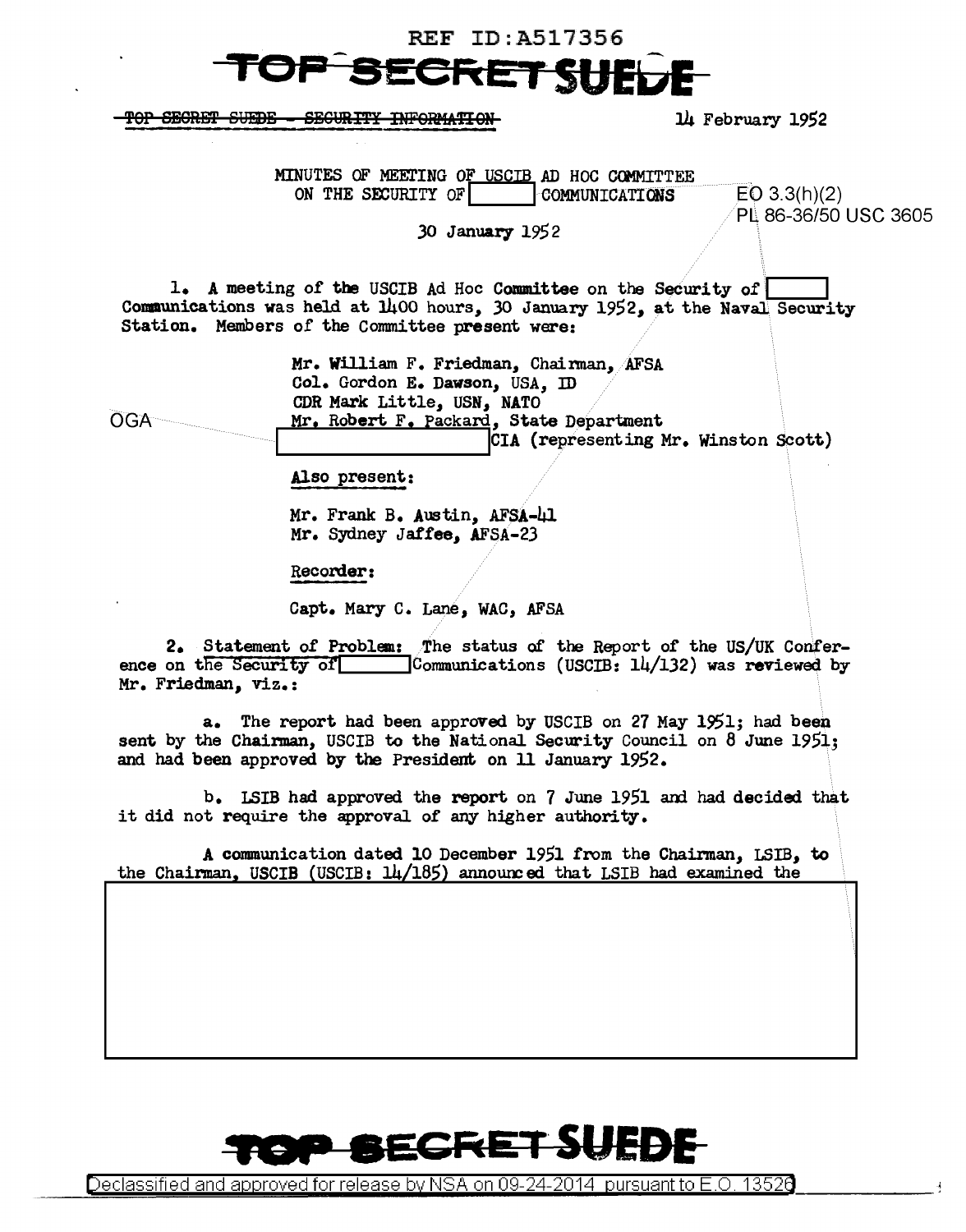REF ID:A517356

TOP SECRET SUEDE

~~TOP SECRET SUEDE - SECURITY INFORMATION~~

14 February 1952

MINUTES OF MEETING OF USCIB AD HOC COMMITTEE
ON THE SECURITY OF [ ] COMMUNICATIONS

EO 3.3(h)(2)
PL 86-36/50 USC 3605

30 January 1952

1. A meeting of the USCIB Ad Hoc Committee on the Security of [ ] Communications was held at 1400 hours, 30 January 1952, at the Naval Security Station. Members of the Committee present were:

Mr. William F. Friedman, Chairman, AFSA
Col. Gordon E. Dawson, USA, ID
CDR Mark Little, USN, NATO
Mr. Robert F. Packard, State Department
OGA [ ] CIA (representing Mr. Winston Scott)

Also present:

Mr. Frank B. Austin, AFSA-41
Mr. Sydney Jaffee, AFSA-23

Recorder:

Capt. Mary C. Lane, WAC, AFSA

2. Statement of Problem: The status of the Report of the US/UK Conference on the Security of [ ] Communications (USCIB: 14/132) was reviewed by Mr. Friedman, viz.:

a. The report had been approved by USCIB on 27 May 1951; had been sent by the Chairman, USCIB to the National Security Council on 8 June 1951; and had been approved by the President on 11 January 1952.

b. LSIB had approved the report on 7 June 1951 and had decided that it did not require the approval of any higher authority.

A communication dated 10 December 1951 from the Chairman, LSIB, to the Chairman, USCIB (USCIB: 14/185) announced that LSIB had examined the

[ ]

TOP SECRET SUEDE

Declassified and approved for release by NSA on 09-24-2014 pursuant to E.O. 13526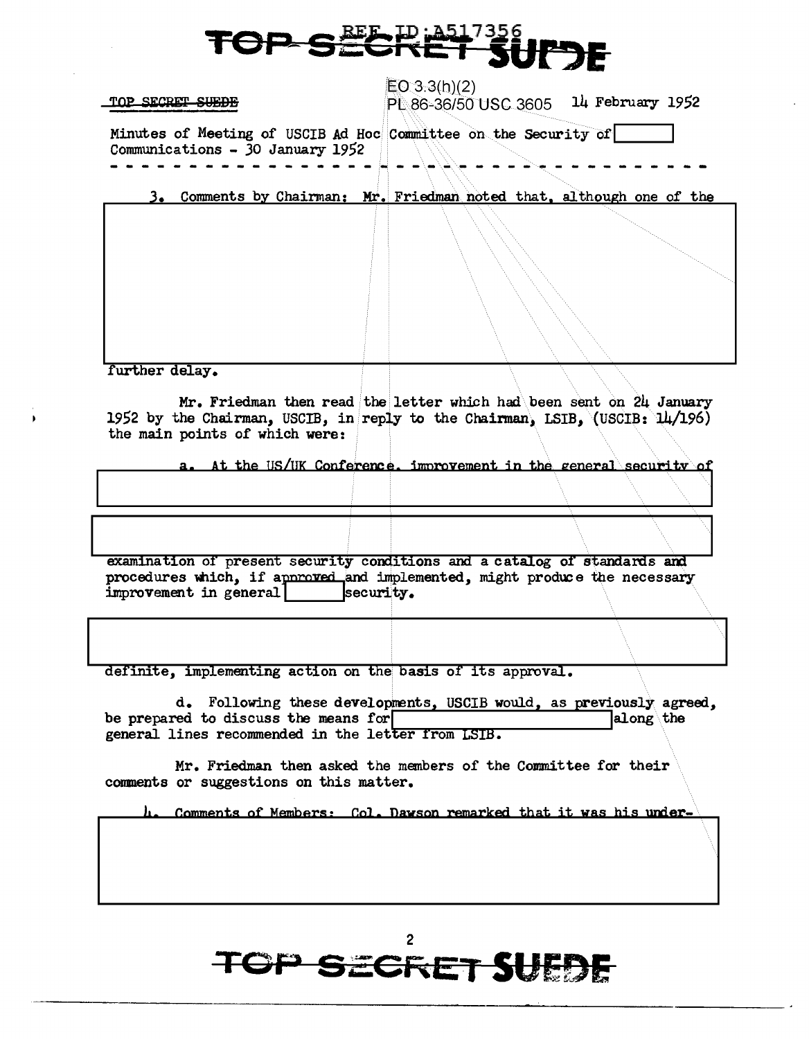TOP SECRET SUEDE

EO 3.3(h)(2)
PL 86-36/50 USC 3605 14 February 1952

Minutes of Meeting of USCIB Ad Hoc Committee on the Security of [ ] Communications - 30 January 1952

3. Comments by Chairman: Mr. Friedman noted that, although one of the

[ ]

further delay.

Mr. Friedman then read the letter which had been sent on 24 January 1952 by the Chairman, USCIB, in reply to the Chairman, LSIB, (USCIB: 14/196) the main points of which were:

a. At the US/UK Conference, improvement in the general security of

[ ]

[ ]

examination of present security conditions and a catalog of standards and procedures which, if approved and implemented, might produce the necessary improvement in general [ ] security.

[ ]

definite, implementing action on the basis of its approval.

d. Following these developments, USCIB would, as previously agreed, be prepared to discuss the means for [ ] along the general lines recommended in the letter from LSIB.

Mr. Friedman then asked the members of the Committee for their comments or suggestions on this matter.

4. Comments of Members: Col. Dawson remarked that it was his under-

[ ]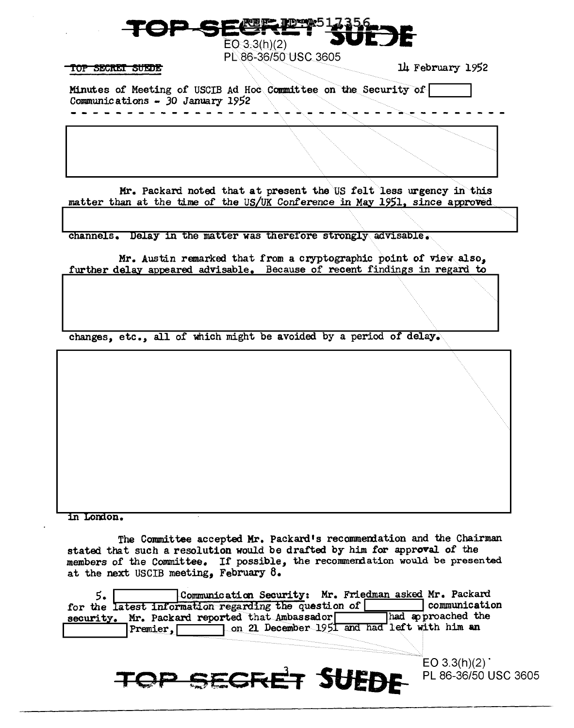TOP SECRET SUEDE

EO 3.3(h)(2)
PL 86-36/50 USC 3605

TOP SECRET SUEDE

14 February 1952

Minutes of Meeting of USCIB Ad Hoc Committee on the Security of [ ] Communications - 30 January 1952

- - - - - - - - - - - - - - - - - - - - - - - - - - - - - - - - - - - -

[ ]

Mr. Packard noted that at present the US felt less urgency in this matter than at the time of the US/UK Conference in May 1951, since approved [ ] channels. Delay in the matter was therefore strongly advisable.

Mr. Austin remarked that from a cryptographic point of view also, further delay appeared advisable. Because of recent findings in regard to [ ] changes, etc., all of which might be avoided by a period of delay.

[ ] in London.

The Committee accepted Mr. Packard's recommendation and the Chairman stated that such a resolution would be drafted by him for approval of the members of the Committee. If possible, the recommendation would be presented at the next USCIB meeting, February 8.

5. [ ] Communication Security: Mr. Friedman asked Mr. Packard for the latest information regarding the question of [ ] communication security. Mr. Packard reported that Ambassador [ ] had approached the [ ] Premier, [ ] on 21 December 1951 and had left with him an

EO 3.3(h)(2)
PL 86-36/50 USC 3605

TOP SECRET SUEDE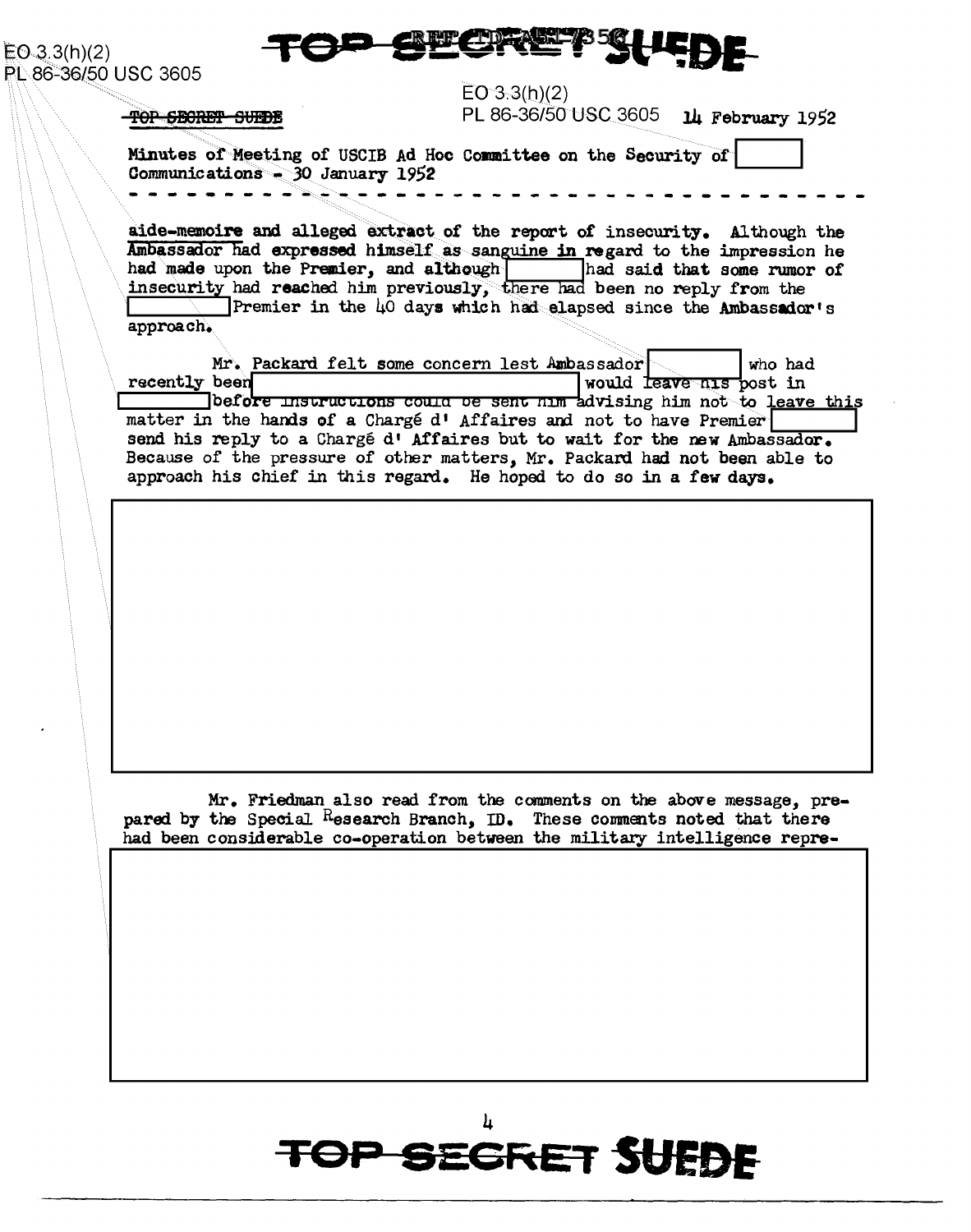EO 3.3(h)(2)
PL 86-36/50 USC 3605

~~TOP SECRET SUEDE~~

EO 3.3(h)(2)
PL 86-36/50 USC 3605

14 February 1952

Minutes of Meeting of USCIB Ad Hoc Committee on the Security of [ ] Communications - 30 January 1952

- - - - - - - - - - - - - - - - - - - - - - - - - - - - - - - - - - - -

aide-memoire and alleged extract of the report of insecurity. Although the Ambassador had expressed himself as sanguine in regard to the impression he had made upon the Premier, and although [ ] had said that some rumor of insecurity had reached him previously, there had been no reply from the [ ] Premier in the 40 days which had elapsed since the Ambassador's approach.

Mr. Packard felt some concern lest Ambassador [ ] who had recently been [ ] would leave his post in [ ] before instructions could be sent him advising him not to leave this matter in the hands of a Chargé d' Affaires and not to have Premier [ ] send his reply to a Chargé d' Affaires but to wait for the new Ambassador. Because of the pressure of other matters, Mr. Packard had not been able to approach his chief in this regard. He hoped to do so in a few days.

[ ]

Mr. Friedman also read from the comments on the above message, prepared by the Special Research Branch, ID. These comments noted that there had been considerable co-operation between the military intelligence repre-

[ ]

TOP SECRET SUEDE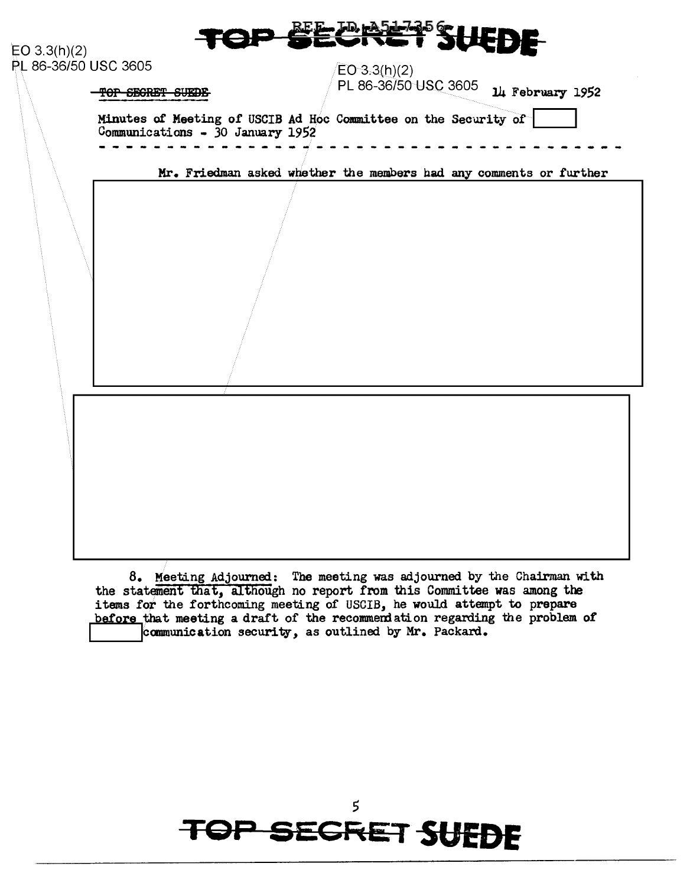EO 3.3(h)(2)
PL 86-36/50 USC 3605

~~TOP SECRET SUEDE~~

EO 3.3(h)(2)
PL 86-36/50 USC 3605

14 February 1952

Minutes of Meeting of USCIB Ad Hoc Committee on the Security of [redacted] Communications - 30 January 1952

- - - - - - - - - - - - - - - - - - - - - - - - - - - - - - - - - - - -

Mr. Friedman asked whether the members had any comments or further

[redacted]

[redacted]

8. Meeting Adjourned: The meeting was adjourned by the Chairman with the statement that, although no report from this Committee was among the items for the forthcoming meeting of USCIB, he would attempt to prepare before that meeting a draft of the recommendation regarding the problem of [redacted] communication security, as outlined by Mr. Packard.